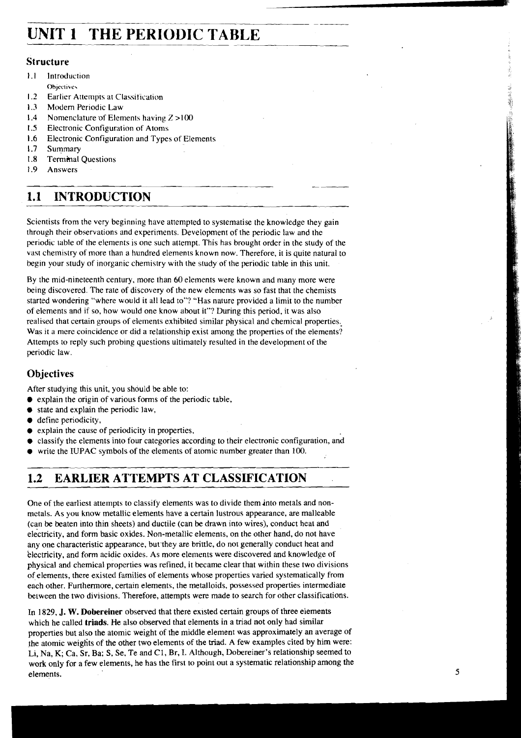# UNIT 1 THE PERIODIC TABLE

### Structure

1.1 Introduction
   Objectives
1.2 Earlier Attempts at Classification
1.3 Modern Periodic Law
1.4 Nomenclature of Elements having $Z > 100$
1.5 Electronic Configuration of Atoms
1.6 Electronic Configuration and Types of Elements
1.7 Summary
1.8 Terminal Questions
1.9 Answers

## 1.1 INTRODUCTION

Scientists from the very beginning have attempted to systematise the knowledge they gain through their observations and experiments. Development of the periodic law and the periodic table of the elements is one such attempt. This has brought order in the study of the vast chemistry of more than a hundred elements known now. Therefore, it is quite natural to begin your study of inorganic chemistry with the study of the periodic table in this unit.

By the mid-nineteenth century, more than 60 elements were known and many more were being discovered. The rate of discovery of the new elements was so fast that the chemists started wondering "where would it all lead to"? "Has nature provided a limit to the number of elements and if so, how would one know about it"? During this period, it was also realised that certain groups of elements exhibited similar physical and chemical properties. Was it a mere coincidence or did a relationship exist among the properties of the elements? Attempts to reply such probing questions ultimately resulted in the development of the periodic law.

### Objectives

After studying this unit, you should be able to:

- explain the origin of various forms of the periodic table,
- state and explain the periodic law,
- define periodicity,
- explain the cause of periodicity in properties,
- classify the elements into four categories according to their electronic configuration, and
- write the IUPAC symbols of the elements of atomic number greater than 100.

## 1.2 EARLIER ATTEMPTS AT CLASSIFICATION

One of the earliest attempts to classify elements was to divide them into metals and non-metals. As you know metallic elements have a certain lustrous appearance, are malleable (can be beaten into thin sheets) and ductile (can be drawn into wires), conduct heat and electricity, and form basic oxides. Non-metallic elements, on the other hand, do not have any one characteristic appearance, but they are brittle, do not generally conduct heat and electricity, and form acidic oxides. As more elements were discovered and knowledge of physical and chemical properties was refined, it became clear that within these two divisions of elements, there existed families of elements whose properties varied systematically from each other. Furthermore, certain elements, the metalloids, possessed properties intermediate between the two divisions. Therefore, attempts were made to search for other classifications.

In 1829, **J. W. Dobereiner** observed that there existed certain groups of three elements which he called **triads**. He also observed that elements in a triad not only had similar properties but also the atomic weight of the middle element was approximately an average of the atomic weights of the other two elements of the triad. A few examples cited by him were: Li, Na, K; Ca, Sr, Ba; S, Se, Te and Cl, Br, I. Although, Dobereiner's relationship seemed to work only for a few elements, he has the first to point out a systematic relationship among the elements.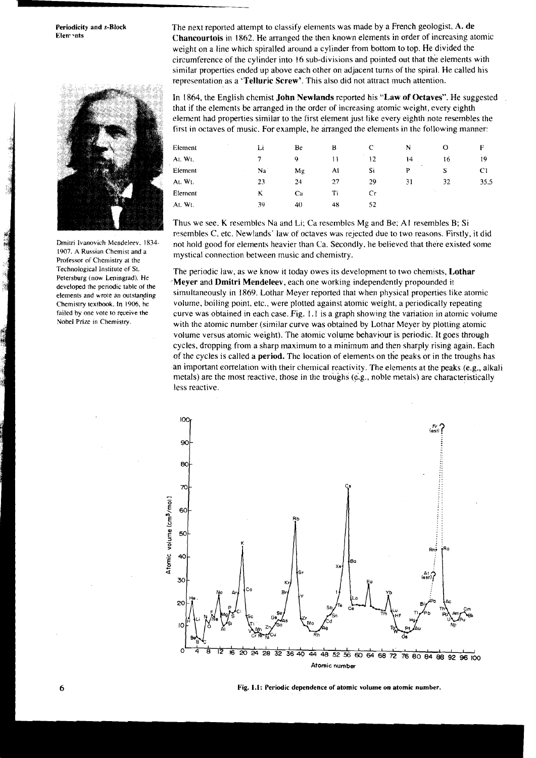The next reported attempt to classify elements was made by a French geologist, **A. de Chancourtois** in 1862. He arranged the then known elements in order of increasing atomic weight on a line which spiralled around a cylinder from bottom to top. He divided the circumference of the cylinder into 16 sub-divisions and pointed out that the elements with similar properties ended up above each other on adjacent turns of the spiral. He called his representation as a '**Telluric Screw**'. This also did not attract much attention.

Dmitri Ivanovich Mendeleev, 1834-1907. A Russian Chemist and a Professor of Chemistry at the Technological Institute of St. Petersburg (now Leningrad). He developed the periodic table of the elements and wrote an outstanding Chemistry textbook. In 1906, he failed by one vote to receive the Nobel Prize in Chemistry.

In 1864, the English chemist **John Newlands** reported his "**Law of Octaves**". He suggested that if the elements be arranged in the order of increasing atomic weight, every eighth element had properties similar to the first element just like every eighth note resembles the first in octaves of music. For example, he arranged the elements in the following manner:

| Element | Li | Be | B | C | N | O | F |
|---|---|---|---|---|---|---|---|
| At. Wt. | 7 | 9 | 11 | 12 | 14 | 16 | 19 |
| Element | Na | Mg | Al | Si | P | S | Cl |
| At. Wt. | 23 | 24 | 27 | 29 | 31 | 32 | 35.5 |
| Element | K | Ca | Ti | Cr | | | |
| At. Wt. | 39 | 40 | 48 | 52 | | | |

Thus we see, K resembles Na and Li; Ca resembles Mg and Be; Al resembles B; Si resembles C, etc. Newlands' law of octaves was rejected due to two reasons. Firstly, it did not hold good for elements heavier than Ca. Secondly, he believed that there existed some mystical connection between music and chemistry.

The periodic law, as we know it today owes its development to two chemists, **Lothar Meyer** and **Dmitri Mendeleev**, each one working independently propounded it simultaneously in 1869. Lothar Meyer reported that when physical properties like atomic volume, boiling point, etc., were plotted against atomic weight, a periodically repeating curve was obtained in each case. Fig. 1.1 is a graph showing the variation in atomic volume with the atomic number (similar curve was obtained by Lothar Meyer by plotting atomic volume versus atomic weight). The atomic volume behaviour is periodic. It goes through cycles, dropping from a sharp maximum to a minimum and then sharply rising again. Each of the cycles is called a **period.** The location of elements on the peaks or in the troughs has an important correlation with their chemical reactivity. The elements at the peaks (e.g., alkali metals) are the most reactive, those in the troughs (e.g., noble metals) are characteristically less reactive.

**Fig. 1.1: Periodic dependence of atomic volume on atomic number.**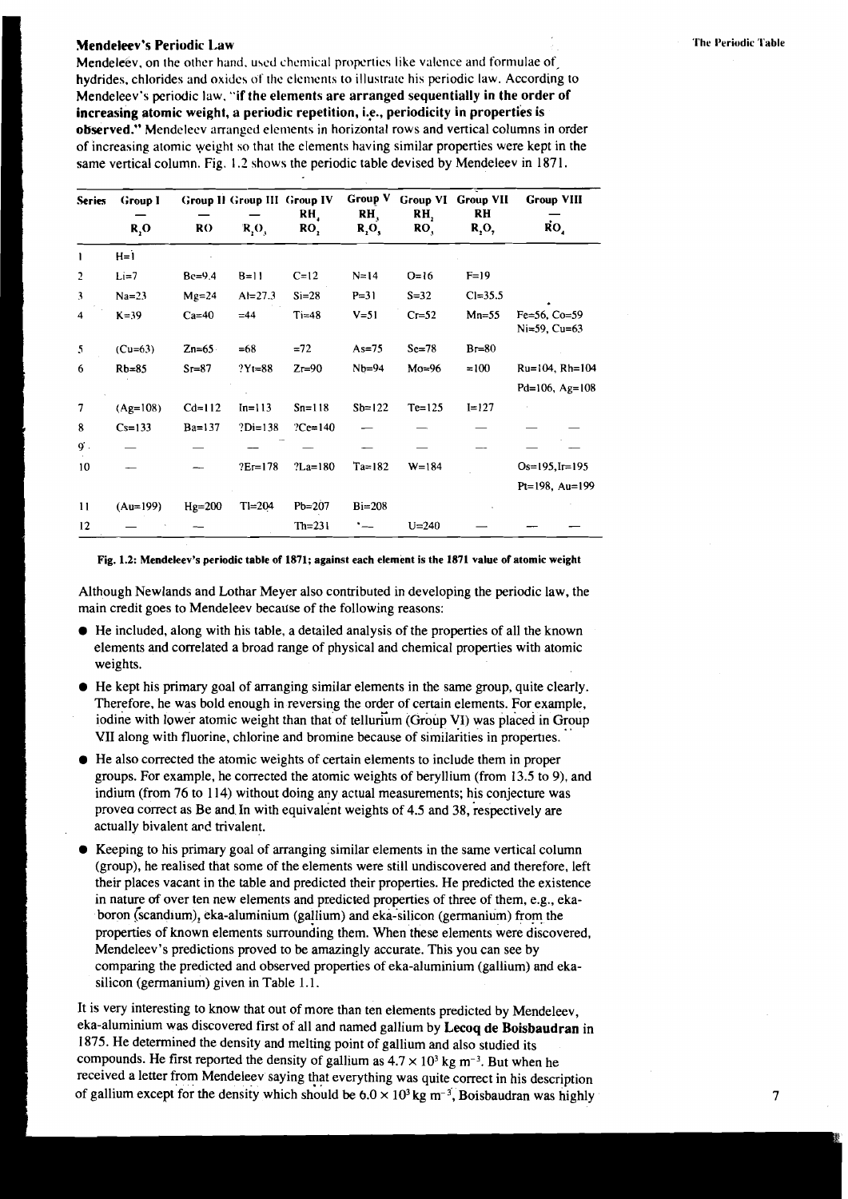### Mendeleev's Periodic Law

Mendeleev, on the other hand, used chemical properties like valence and formulae of hydrides, chlorides and oxides of the elements to illustrate his periodic law. According to Mendeleev's periodic law, "**if the elements are arranged sequentially in the order of increasing atomic weight, a periodic repetition, i.e., periodicity in properties is observed.**" Mendeleev arranged elements in horizontal rows and vertical columns in order of increasing atomic weight so that the elements having similar properties were kept in the same vertical column. Fig. 1.2 shows the periodic table devised by Mendeleev in 1871.

| Series | Group I<br>—<br>$R_2O$ | Group II<br>—<br>RO | Group III<br>—<br>$R_2O_3$ | Group IV<br>$RH_4$<br>$RO_2$ | Group V<br>$RH_3$<br>$R_2O_5$ | Group VI<br>$RH_2$<br>$RO_3$ | Group VII<br>RH<br>$R_2O_7$ | Group VIII<br>—<br>$RO_4$ |
|---|---|---|---|---|---|---|---|---|
| 1 | H=1 | | | | | | | |
| 2 | Li=7 | Be=9.4 | B=11 | C=12 | N=14 | O=16 | F=19 | |
| 3 | Na=23 | Mg=24 | Al=27.3 | Si=28 | P=31 | S=32 | Cl=35.5 | |
| 4 | K=39 | Ca=40 | =44 | Ti=48 | V=51 | Cr=52 | Mn=55 | Fe=56, Co=59<br>Ni=59, Cu=63 |
| 5 | (Cu=63) | Zn=65 | =68 | =72 | As=75 | Se=78 | Br=80 | |
| 6 | Rb=85 | Sr=87 | ?Yt=88 | Zr=90 | Nb=94 | Mo=96 | =100 | Ru=104, Rh=104<br>Pd=106, Ag=108 |
| 7 | (Ag=108) | Cd=112 | In=113 | Sn=118 | Sb=122 | Te=125 | I=127 | |
| 8 | Cs=133 | Ba=137 | ?Di=138 | ?Ce=140 | — | — | — | — — |
| 9 | — | — | — | — | — | — | — | — — |
| 10 | — | — | ?Er=178 | ?La=180 | Ta=182 | W=184 | | Os=195, Ir=195<br>Pt=198, Au=199 |
| 11 | (Au=199) | Hg=200 | Tl=204 | Pb=207 | Bi=208 | | | |
| 12 | — | — | | Th=231 | — | U=240 | — | — — |

**Fig. 1.2: Mendeleev's periodic table of 1871; against each element is the 1871 value of atomic weight**

Although Newlands and Lothar Meyer also contributed in developing the periodic law, the main credit goes to Mendeleev because of the following reasons:

- He included, along with his table, a detailed analysis of the properties of all the known elements and correlated a broad range of physical and chemical properties with atomic weights.
- He kept his primary goal of arranging similar elements in the same group, quite clearly. Therefore, he was bold enough in reversing the order of certain elements. For example, iodine with lower atomic weight than that of tellurium (Group VI) was placed in Group VII along with fluorine, chlorine and bromine because of similarities in properties.
- He also corrected the atomic weights of certain elements to include them in proper groups. For example, he corrected the atomic weights of beryllium (from 13.5 to 9), and indium (from 76 to 114) without doing any actual measurements; his conjecture was proved correct as Be and In with equivalent weights of 4.5 and 38, respectively are actually bivalent and trivalent.
- Keeping to his primary goal of arranging similar elements in the same vertical column (group), he realised that some of the elements were still undiscovered and therefore, left their places vacant in the table and predicted their properties. He predicted the existence in nature of over ten new elements and predicted properties of three of them, e.g., eka-boron (scandium), eka-aluminium (gallium) and eka-silicon (germanium) from the properties of known elements surrounding them. When these elements were discovered, Mendeleev's predictions proved to be amazingly accurate. This you can see by comparing the predicted and observed properties of eka-aluminium (gallium) and eka-silicon (germanium) given in Table 1.1.

It is very interesting to know that out of more than ten elements predicted by Mendeleev, eka-aluminium was discovered first of all and named gallium by **Lecoq de Boisbaudran** in 1875. He determined the density and melting point of gallium and also studied its compounds. He first reported the density of gallium as $4.7 \times 10^3$ kg m$^{-3}$. But when he received a letter from Mendeleev saying that everything was quite correct in his description of gallium except for the density which should be $6.0 \times 10^3$ kg m$^{-3}$, Boisbaudran was highly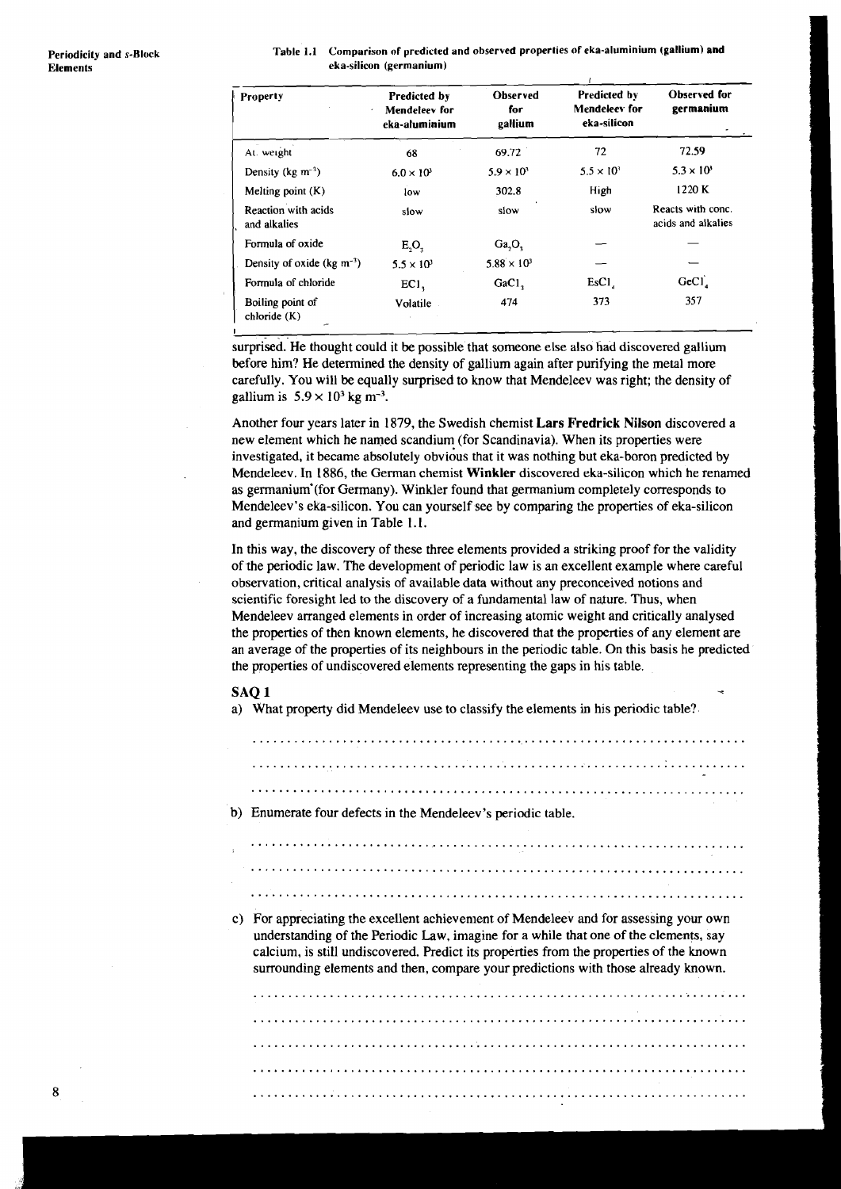Table 1.1 Comparison of predicted and observed properties of eka-aluminium (gallium) and eka-silicon (germanium)

| Property | Predicted by Mendeleev for eka-aluminium | Observed for gallium | Predicted by Mendeleev for eka-silicon | Observed for germanium |
|---|---|---|---|---|
| At. weight | 68 | 69.72 | 72 | 72.59 |
| Density (kg $m^{-3}$) | $6.0 \times 10^3$ | $5.9 \times 10^3$ | $5.5 \times 10^3$ | $5.3 \times 10^3$ |
| Melting point (K) | low | 302.8 | High | 1220 K |
| Reaction with acids and alkalies | slow | slow | slow | Reacts with conc. acids and alkalies |
| Formula of oxide | $E_2O_3$ | $Ga_2O_3$ | — | — |
| Density of oxide (kg $m^{-3}$) | $5.5 \times 10^3$ | $5.88 \times 10^3$ | — | — |
| Formula of chloride | $ECl_3$ | $GaCl_3$ | $EsCl_4$ | $GeCl_4$ |
| Boiling point of chloride (K) | Volatile | 474 | 373 | 357 |

surprised. He thought could it be possible that someone else also had discovered gallium before him? He determined the density of gallium again after purifying the metal more carefully. You will be equally surprised to know that Mendeleev was right; the density of gallium is $5.9 \times 10^3$ kg $m^{-3}$.

Another four years later in 1879, the Swedish chemist **Lars Fredrick Nilson** discovered a new element which he named scandium (for Scandinavia). When its properties were investigated, it became absolutely obvious that it was nothing but eka-boron predicted by Mendeleev. In 1886, the German chemist **Winkler** discovered eka-silicon which he renamed as germanium (for Germany). Winkler found that germanium completely corresponds to Mendeleev's eka-silicon. You can yourself see by comparing the properties of eka-silicon and germanium given in Table 1.1.

In this way, the discovery of these three elements provided a striking proof for the validity of the periodic law. The development of periodic law is an excellent example where careful observation, critical analysis of available data without any preconceived notions and scientific foresight led to the discovery of a fundamental law of nature. Thus, when Mendeleev arranged elements in order of increasing atomic weight and critically analysed the properties of then known elements, he discovered that the properties of any element are an average of the properties of its neighbours in the periodic table. On this basis he predicted the properties of undiscovered elements representing the gaps in his table.

**SAQ 1**

a) What property did Mendeleev use to classify the elements in his periodic table?

...................................................................................

...................................................................................

...................................................................................

b) Enumerate four defects in the Mendeleev's periodic table.

...................................................................................

...................................................................................

...................................................................................

c) For appreciating the excellent achievement of Mendeleev and for assessing your own understanding of the Periodic Law, imagine for a while that one of the elements, say calcium, is still undiscovered. Predict its properties from the properties of the known surrounding elements and then, compare your predictions with those already known.

...................................................................................

...................................................................................

...................................................................................

...................................................................................

...................................................................................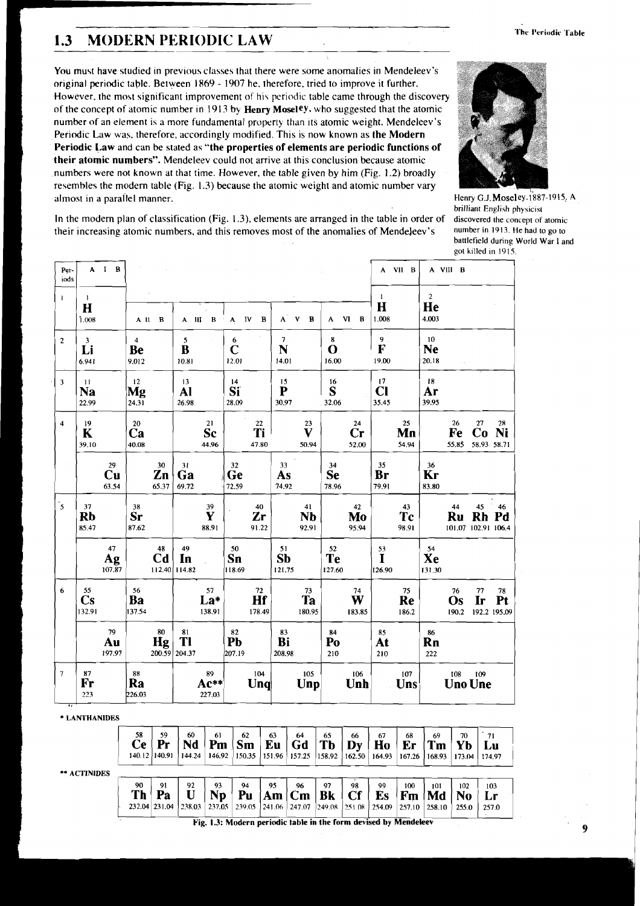## 1.3 MODERN PERIODIC LAW

You must have studied in previous classes that there were some anomalies in Mendeleev's original periodic table. Between 1869 - 1907 he, therefore, tried to improve it further. However, the most significant improvement of his periodic table came through the discovery of the concept of atomic number in 1913 by **Henry Moseley**, who suggested that the atomic number of an element is a more fundamental property than its atomic weight. Mendeleev's Periodic Law was, therefore, accordingly modified. This is now known as **the Modern Periodic Law** and can be stated as **"the properties of elements are periodic functions of their atomic numbers"**. Mendeleev could not arrive at this conclusion because atomic numbers were not known at that time. However, the table given by him (Fig. 1.2) broadly resembles the modern table (Fig. 1.3) because the atomic weight and atomic number vary almost in a parallel manner.

Henry G.J. Moseley, 1887-1915. A brilliant English physicist discovered the concept of atomic number in 1913. He had to go to battlefield during World War I and got killed in 1915.

In the modern plan of classification (Fig. 1.3), elements are arranged in the table in order of their increasing atomic numbers, and this removes most of the anomalies of Mendeleev's

| Periods | A I B | A II B | A III B | A IV B | A V B | A VI B | A VII B | A VIII B |
|---|---|---|---|---|---|---|---|---|
| 1 | 1 H 1.008 | | | | | | 1 H 1.008 | 2 He 4.003 |
| 2 | 3 Li 6.941 | 4 Be 9.012 | 5 B 10.81 | 6 C 12.01 | 7 N 14.01 | 8 O 16.00 | 9 F 19.00 | 10 Ne 20.18 |
| 3 | 11 Na 22.99 | 12 Mg 24.31 | 13 Al 26.98 | 14 Si 28.09 | 15 P 30.97 | 16 S 32.06 | 17 Cl 35.45 | 18 Ar 39.95 |
| 4 | 19 K 39.10 | 20 Ca 40.08 | 21 Sc 44.96 | 22 Ti 47.80 | 23 V 50.94 | 24 Cr 52.00 | 25 Mn 54.94 | 26 Fe 55.85, 27 Co 58.93, 28 Ni 58.71 |
| | 29 Cu 63.54 | 30 Zn 65.37 | 31 Ga 69.72 | 32 Ge 72.59 | 33 As 74.92 | 34 Se 78.96 | 35 Br 79.91 | 36 Kr 83.80 |
| 5 | 37 Rb 85.47 | 38 Sr 87.62 | 39 Y 88.91 | 40 Zr 91.22 | 41 Nb 92.91 | 42 Mo 95.94 | 43 Tc 98.91 | 44 Ru 101.07, 45 Rh 102.91, 46 Pd 106.4 |
| | 47 Ag 107.87 | 48 Cd 112.40 | 49 In 114.82 | 50 Sn 118.69 | 51 Sb 121.75 | 52 Te 127.60 | 53 I 126.90 | 54 Xe 131.30 |
| 6 | 55 Cs 132.91 | 56 Ba 137.54 | 57 La* 138.91 | 72 Hf 178.49 | 73 Ta 180.95 | 74 W 183.85 | 75 Re 186.2 | 76 Os 190.2, 77 Ir 192.2, 78 Pt 195.09 |
| | 79 Au 197.97 | 80 Hg 200.59 | 81 Tl 204.37 | 82 Pb 207.19 | 83 Bi 208.98 | 84 Po 210 | 85 At 210 | 86 Rn 222 |
| 7 | 87 Fr 223 | 88 Ra 226.03 | 89 Ac** 227.03 | 104 Unq | 105 Unp | 106 Unh | 107 Uns | 108 Uno, 109 Une |

\* LANTHANIDES

| 58 | 59 | 60 | 61 | 62 | 63 | 64 | 65 | 66 | 67 | 68 | 69 | 70 | 71 |
|---|---|---|---|---|---|---|---|---|---|---|---|---|---|
| Ce | Pr | Nd | Pm | Sm | Eu | Gd | Tb | Dy | Ho | Er | Tm | Yb | Lu |
| 140.12 | 140.91 | 144.24 | 146.92 | 150.35 | 151.96 | 157.25 | 158.92 | 162.50 | 164.93 | 167.26 | 168.93 | 173.04 | 174.97 |

\** ACTINIDES

| 90 | 91 | 92 | 93 | 94 | 95 | 96 | 97 | 98 | 99 | 100 | 101 | 102 | 103 |
|---|---|---|---|---|---|---|---|---|---|---|---|---|---|
| Th | Pa | U | Np | Pu | Am | Cm | Bk | Cf | Es | Fm | Md | No | Lr |
| 232.04 | 231.04 | 238.03 | 237.05 | 239.05 | 241.06 | 247.07 | 249.08 | 251.08 | 254.09 | 257.10 | 258.10 | 255.0 | 257.0 |

**Fig. 1.3: Modern periodic table in the form devised by Mendeleev**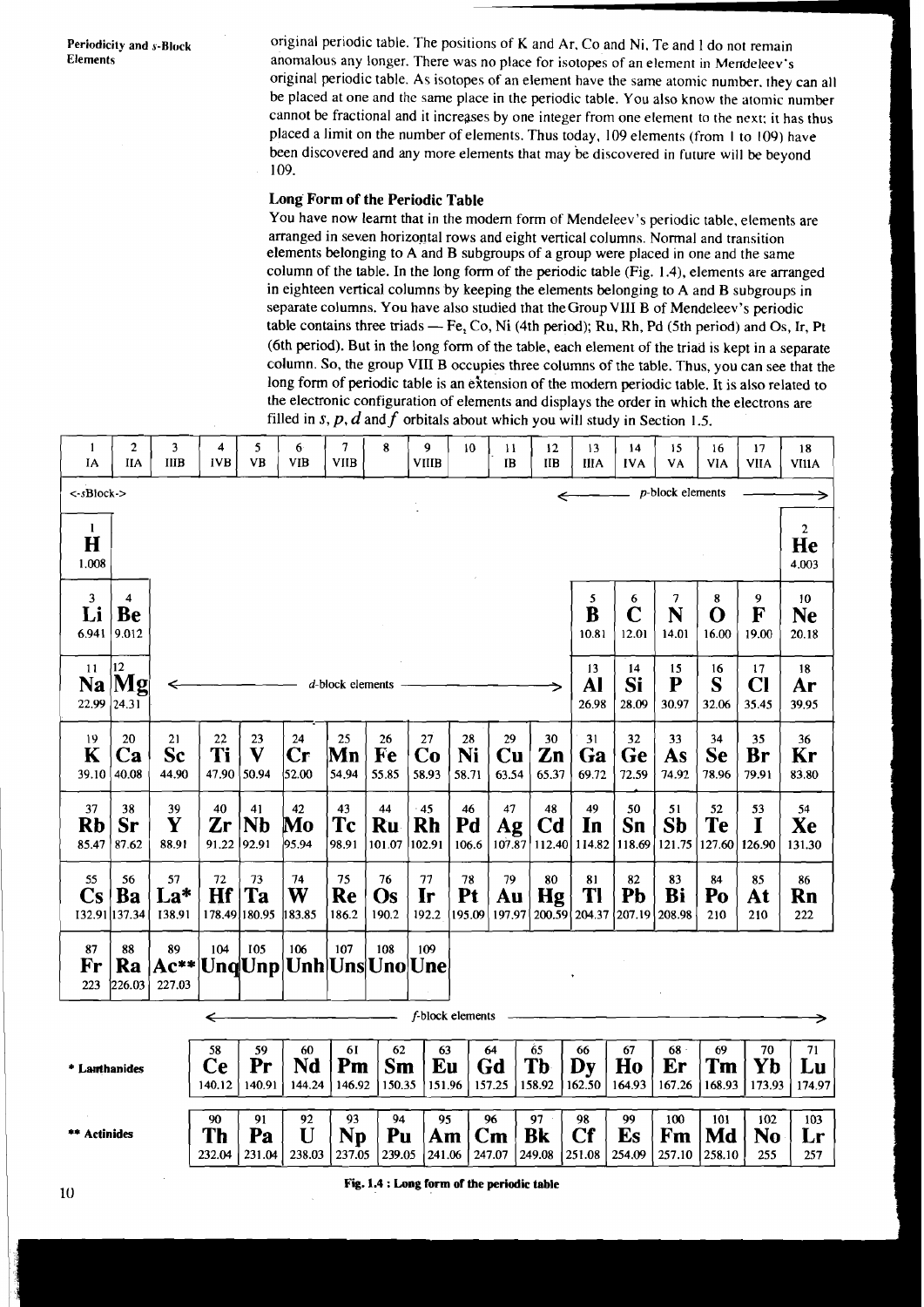original periodic table. The positions of K and Ar, Co and Ni, Te and I do not remain anomalous any longer. There was no place for isotopes of an element in Mendeleev's original periodic table. As isotopes of an element have the same atomic number, they can all be placed at one and the same place in the periodic table. You also know the atomic number cannot be fractional and it increases by one integer from one element to the next; it has thus placed a limit on the number of elements. Thus today, 109 elements (from 1 to 109) have been discovered and any more elements that may be discovered in future will be beyond 109.

### Long Form of the Periodic Table

You have now learnt that in the modern form of Mendeleev's periodic table, elements are arranged in seven horizontal rows and eight vertical columns. Normal and transition elements belonging to A and B subgroups of a group were placed in one and the same column of the table. In the long form of the periodic table (Fig. 1.4), elements are arranged in eighteen vertical columns by keeping the elements belonging to A and B subgroups in separate columns. You have also studied that the Group VIII B of Mendeleev's periodic table contains three triads — Fe, Co, Ni (4th period); Ru, Rh, Pd (5th period) and Os, Ir, Pt (6th period). But in the long form of the table, each element of the triad is kept in a separate column. So, the group VIII B occupies three columns of the table. Thus, you can see that the long form of periodic table is an extension of the modern periodic table. It is also related to the electronic configuration of elements and displays the order in which the electrons are filled in *s*, *p*, *d* and *f* orbitals about which you will study in Section 1.5.

| 1 IA | 2 IIA | 3 IIIB | 4 IVB | 5 VB | 6 VIB | 7 VIIB | 8 | 9 VIIIB | 10 | 11 IB | 12 IIB | 13 IIIA | 14 IVA | 15 VA | 16 VIA | 17 VIIA | 18 VIIIA |
|---|---|---|---|---|---|---|---|---|---|---|---|---|---|---|---|---|---|
| <-*s*Block-> | | | | | | | | | | | | <— *p*-block elements —> | | | | | |
| 1 **H** 1.008 | | | | | | | | | | | | | | | | | 2 **He** 4.003 |
| 3 **Li** 6.941 | 4 **Be** 9.012 | | | | | | | | | | | 5 **B** 10.81 | 6 **C** 12.01 | 7 **N** 14.01 | 8 **O** 16.00 | 9 **F** 19.00 | 10 **Ne** 20.18 |
| 11 **Na** 22.99 | 12 **Mg** 24.31 | <— *d*-block elements —> | | | | | | | | | | 13 **Al** 26.98 | 14 **Si** 28.09 | 15 **P** 30.97 | 16 **S** 32.06 | 17 **Cl** 35.45 | 18 **Ar** 39.95 |
| 19 **K** 39.10 | 20 **Ca** 40.08 | 21 **Sc** 44.90 | 22 **Ti** 47.90 | 23 **V** 50.94 | 24 **Cr** 52.00 | 25 **Mn** 54.94 | 26 **Fe** 55.85 | 27 **Co** 58.93 | 28 **Ni** 58.71 | 29 **Cu** 63.54 | 30 **Zn** 65.37 | 31 **Ga** 69.72 | 32 **Ge** 72.59 | 33 **As** 74.92 | 34 **Se** 78.96 | 35 **Br** 79.91 | 36 **Kr** 83.80 |
| 37 **Rb** 85.47 | 38 **Sr** 87.62 | 39 **Y** 88.91 | 40 **Zr** 91.22 | 41 **Nb** 92.91 | 42 **Mo** 95.94 | 43 **Tc** 98.91 | 44 **Ru** 101.07 | 45 **Rh** 102.91 | 46 **Pd** 106.6 | 47 **Ag** 107.87 | 48 **Cd** 112.40 | 49 **In** 114.82 | 50 **Sn** 118.69 | 51 **Sb** 121.75 | 52 **Te** 127.60 | 53 **I** 126.90 | 54 **Xe** 131.30 |
| 55 **Cs** 132.91 | 56 **Ba** 137.34 | 57 **La*** 138.91 | 72 **Hf** 178.49 | 73 **Ta** 180.95 | 74 **W** 183.85 | 75 **Re** 186.2 | 76 **Os** 190.2 | 77 **Ir** 192.2 | 78 **Pt** 195.09 | 79 **Au** 197.97 | 80 **Hg** 200.59 | 81 **Tl** 204.37 | 82 **Pb** 207.19 | 83 **Bi** 208.98 | 84 **Po** 210 | 85 **At** 210 | 86 **Rn** 222 |
| 87 **Fr** 223 | 88 **Ra** 226.03 | 89 **Ac**** 227.03 | 104 **Unq** | 105 **Unp** | 106 **Unh** | 107 **Uns** | 108 **Uno** | 109 **Une** | | | | | | | | | |

<— *f*-block elements —>

| | | | | | | | | | | | | | | |
|---|---|---|---|---|---|---|---|---|---|---|---|---|---|---|
| * Lanthanides | 58 **Ce** 140.12 | 59 **Pr** 140.91 | 60 **Nd** 144.24 | 61 **Pm** 146.92 | 62 **Sm** 150.35 | 63 **Eu** 151.96 | 64 **Gd** 157.25 | 65 **Tb** 158.92 | 66 **Dy** 162.50 | 67 **Ho** 164.93 | 68 **Er** 167.26 | 69 **Tm** 168.93 | 70 **Yb** 173.93 | 71 **Lu** 174.97 |
| ** Actinides | 90 **Th** 232.04 | 91 **Pa** 231.04 | 92 **U** 238.03 | 93 **Np** 237.05 | 94 **Pu** 239.05 | 95 **Am** 241.06 | 96 **Cm** 247.07 | 97 **Bk** 249.08 | 98 **Cf** 251.08 | 99 **Es** 254.09 | 100 **Fm** 257.10 | 101 **Md** 258.10 | 102 **No** 255 | 103 **Lr** 257 |

**Fig. 1.4 : Long form of the periodic table**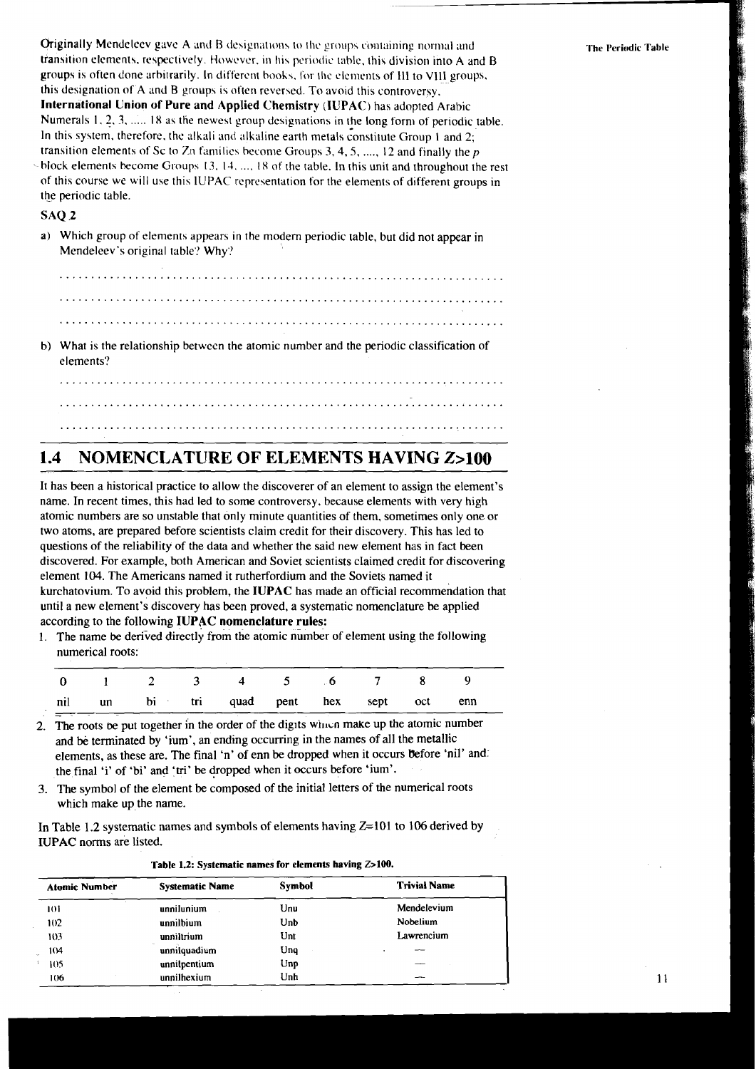Originally Mendeleev gave A and B designations to the groups containing normal and transition elements, respectively. However, in his periodic table, this division into A and B groups is often done arbitrarily. In different books, for the elements of III to VIII groups, this designation of A and B groups is often reversed. To avoid this controversy, **International Union of Pure and Applied Chemistry** (**IUPAC**) has adopted Arabic Numerals 1, 2, 3, ..... 18 as the newest group designations in the long form of periodic table. In this system, therefore, the alkali and alkaline earth metals constitute Group 1 and 2; transition elements of Sc to Zn families become Groups 3, 4, 5, ...., 12 and finally the *p* block elements become Groups 13, 14, ...., 18 of the table. In this unit and throughout the rest of this course we will use this IUPAC representation for the elements of different groups in the periodic table.

### SAQ 2

a) Which group of elements appears in the modern periodic table, but did not appear in Mendeleev's original table? Why?

.....................................................................

.....................................................................

.....................................................................

b) What is the relationship between the atomic number and the periodic classification of elements?

.....................................................................

.....................................................................

.....................................................................

## 1.4 NOMENCLATURE OF ELEMENTS HAVING Z>100

It has been a historical practice to allow the discoverer of an element to assign the element's name. In recent times, this had led to some controversy, because elements with very high atomic numbers are so unstable that only minute quantities of them, sometimes only one or two atoms, are prepared before scientists claim credit for their discovery. This has led to questions of the reliability of the data and whether the said new element has in fact been discovered. For example, both American and Soviet scientists claimed credit for discovering element 104. The Americans named it rutherfordium and the Soviets named it kurchatovium. To avoid this problem, the **IUPAC** has made an official recommendation that until a new element's discovery has been proved, a systematic nomenclature be applied according to the following **IUPAC nomenclature rules:**

1. The name be derived directly from the atomic number of element using the following numerical roots:

| 0 | 1 | 2 | 3 | 4 | 5 | 6 | 7 | 8 | 9 |
|---|---|---|---|---|---|---|---|---|---|
| nil | un | bi | tri | quad | pent | hex | sept | oct | enn |

2. The roots be put together in the order of the digits which make up the atomic number and be terminated by 'ium', an ending occurring in the names of all the metallic elements, as these are. The final 'n' of enn be dropped when it occurs before 'nil' and the final 'i' of 'bi' and 'tri' be dropped when it occurs before 'ium'.
3. The symbol of the element be composed of the initial letters of the numerical roots which make up the name.

In Table 1.2 systematic names and symbols of elements having Z=101 to 106 derived by IUPAC norms are listed.

**Table 1.2: Systematic names for elements having Z>100.**

| Atomic Number | Systematic Name | Symbol | Trivial Name |
|---|---|---|---|
| 101 | unnilunium | Unu | Mendelevium |
| 102 | unnilbium | Unb | Nobelium |
| 103 | unniltrium | Unt | Lawrencium |
| 104 | unnilquadium | Unq | — |
| 105 | unnilpentium | Unp | — |
| 106 | unnilhexium | Unh | — |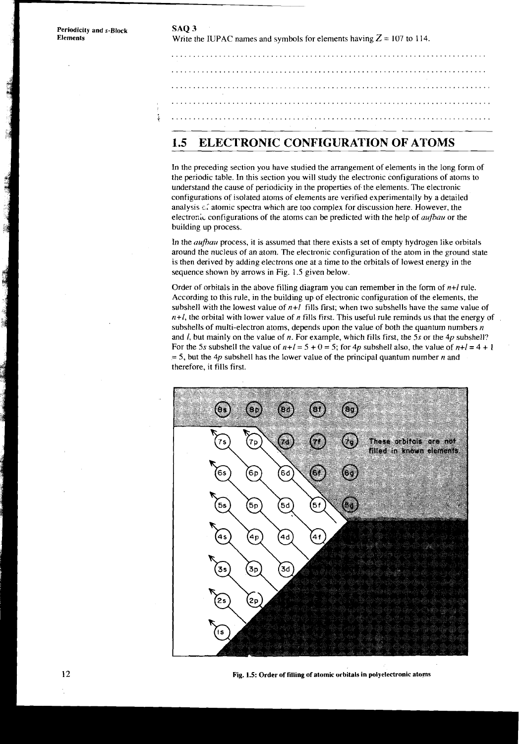**SAQ 3**

Write the IUPAC names and symbols for elements having $Z = 107$ to 114.

. . . . . . . . . . . . . . . . . . . . . . . . . . . . . . . . . . . . . . . . . . . . . . . . . . . . . . . . . . . .

. . . . . . . . . . . . . . . . . . . . . . . . . . . . . . . . . . . . . . . . . . . . . . . . . . . . . . . . . . . .

. . . . . . . . . . . . . . . . . . . . . . . . . . . . . . . . . . . . . . . . . . . . . . . . . . . . . . . . . . . .

. . . . . . . . . . . . . . . . . . . . . . . . . . . . . . . . . . . . . . . . . . . . . . . . . . . . . . . . . . . .

. . . . . . . . . . . . . . . . . . . . . . . . . . . . . . . . . . . . . . . . . . . . . . . . . . . . . . . . . . . .

## 1.5 ELECTRONIC CONFIGURATION OF ATOMS

In the preceding section you have studied the arrangement of elements in the long form of the periodic table. In this section you will study the electronic configurations of atoms to understand the cause of periodicity in the properties of the elements. The electronic configurations of isolated atoms of elements are verified experimentally by a detailed analysis of atomic spectra which are too complex for discussion here. However, the electronic configurations of the atoms can be predicted with the help of *aufbau* or the building up process.

In the *aufbau* process, it is assumed that there exists a set of empty hydrogen like orbitals around the nucleus of an atom. The electronic configuration of the atom in the ground state is then derived by adding electrons one at a time to the orbitals of lowest energy in the sequence shown by arrows in Fig. 1.5 given below.

Order of orbitals in the above filling diagram you can remember in the form of $n+l$ rule. According to this rule, in the building up of electronic configuration of the elements, the subshell with the lowest value of $n+l$ fills first; when two subshells have the same value of $n+l$, the orbital with lower value of $n$ fills first. This useful rule reminds us that the energy of subshells of multi-electron atoms, depends upon the value of both the quantum numbers $n$ and $l$, but mainly on the value of $n$. For example, which fills first, the 5*s* or the 4*p* subshell? For the 5*s* subshell the value of $n+l = 5 + 0 = 5$; for 4*p* subshell also, the value of $n+l = 4 + 1 = 5$, but the 4*p* subshell has the lower value of the principal quantum number $n$ and therefore, it fills first.

8s 8p 8d 8f 8g

7s 7p 7d 7f 7g These orbitals are not filled in known elements

6s 6p 6d 6f 6g

5s 5p 5d 5f 5g

4s 4p 4d 4f

3s 3p 3d

2s 2p

1s

Fig. 1.5: Order of filling of atomic orbitals in polyelectronic atoms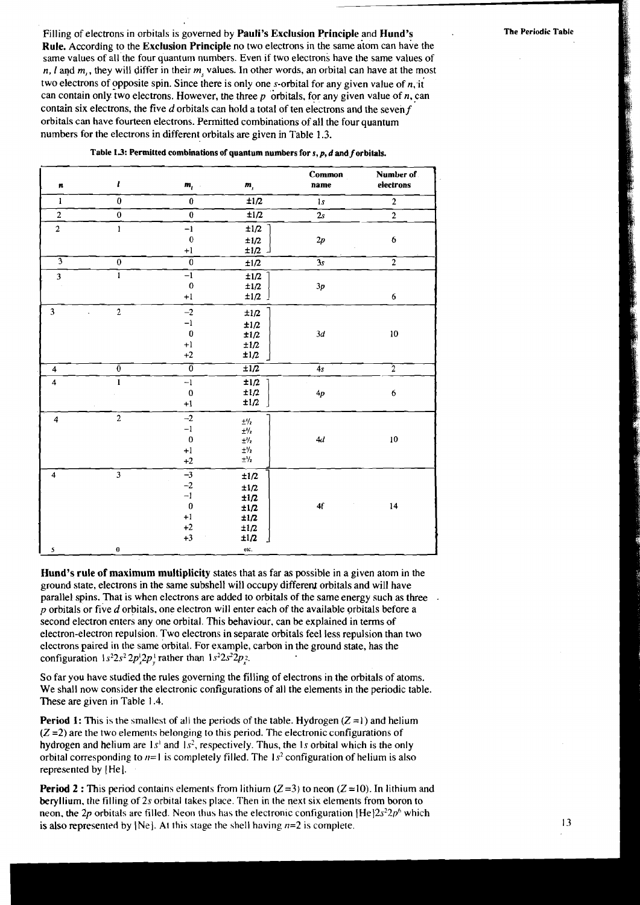Filling of electrons in orbitals is governed by **Pauli's Exclusion Principle** and **Hund's Rule.** According to the **Exclusion Principle** no two electrons in the same atom can have the same values of all the four quantum numbers. Even if two electrons have the same values of $n$, $l$ and $m_l$, they will differ in their $m_s$ values. In other words, an orbital can have at the most two electrons of opposite spin. Since there is only one $s$-orbital for any given value of $n$, it can contain only two electrons. However, the three $p$ orbitals, for any given value of $n$, can contain six electrons, the five $d$ orbitals can hold a total of ten electrons and the seven $f$ orbitals can have fourteen electrons. Permitted combinations of all the four quantum numbers for the electrons in different orbitals are given in Table 1.3.

**Table 1.3: Permitted combinations of quantum numbers for *s*, *p*, *d* and *f* orbitals.**

| $n$ | $l$ | $m_l$ | $m_s$ | Common name | Number of electrons |
|---|---|---|---|---|---|
| 1 | 0 | 0 | $\pm 1/2$ | 1s | 2 |
| 2 | 0 | 0 | $\pm 1/2$ | 2s | 2 |
| 2 | 1 | −1<br>0<br>+1 | $\pm 1/2$<br>$\pm 1/2$<br>$\pm 1/2$ | 2p | 6 |
| 3 | 0 | 0 | $\pm 1/2$ | 3s | 2 |
| 3 | 1 | −1<br>0<br>+1 | $\pm 1/2$<br>$\pm 1/2$<br>$\pm 1/2$ | 3p | 6 |
| 3 | 2 | −2<br>−1<br>0<br>+1<br>+2 | $\pm 1/2$<br>$\pm 1/2$<br>$\pm 1/2$<br>$\pm 1/2$<br>$\pm 1/2$ | 3d | 10 |
| 4 | 0 | 0 | $\pm 1/2$ | 4s | 2 |
| 4 | 1 | −1<br>0<br>+1 | $\pm 1/2$<br>$\pm 1/2$<br>$\pm 1/2$ | 4p | 6 |
| 4 | 2 | −2<br>−1<br>0<br>+1<br>+2 | $\pm 1/2$<br>$\pm 1/2$<br>$\pm 1/2$<br>$\pm 1/2$<br>$\pm 1/2$ | 4d | 10 |
| 4 | 3 | −3<br>−2<br>−1<br>0<br>+1<br>+2<br>+3 | $\pm 1/2$<br>$\pm 1/2$<br>$\pm 1/2$<br>$\pm 1/2$<br>$\pm 1/2$<br>$\pm 1/2$<br>$\pm 1/2$ | 4f | 14 |
| 5 | 0 | | etc. | | |

**Hund's rule of maximum multiplicity** states that as far as possible in a given atom in the ground state, electrons in the same subshell will occupy different orbitals and will have parallel spins. That is when electrons are added to orbitals of the same energy such as three $p$ orbitals or five $d$ orbitals, one electron will enter each of the available orbitals before a second electron enters any one orbital. This behaviour, can be explained in terms of electron-electron repulsion. Two electrons in separate orbitals feel less repulsion than two electrons paired in the same orbital. For example, carbon in the ground state, has the configuration $1s^2 2s^2 2p_x^1 2p_y^1$ rather than $1s^2 2s^2 2p_x^2$.

So far you have studied the rules governing the filling of electrons in the orbitals of atoms. We shall now consider the electronic configurations of all the elements in the periodic table. These are given in Table 1.4.

**Period 1:** This is the smallest of all the periods of the table. Hydrogen ($Z = 1$) and helium ($Z = 2$) are the two elements belonging to this period. The electronic configurations of hydrogen and helium are $1s^1$ and $1s^2$, respectively. Thus, the $1s$ orbital which is the only orbital corresponding to $n = 1$ is completely filled. The $1s^2$ configuration of helium is also represented by [He].

**Period 2 :** This period contains elements from lithium ($Z = 3$) to neon ($Z = 10$). In lithium and beryllium, the filling of $2s$ orbital takes place. Then in the next six elements from boron to neon, the $2p$ orbitals are filled. Neon thus has the electronic configuration $[He]2s^2 2p^6$ which is also represented by [Ne]. At this stage the shell having $n = 2$ is complete.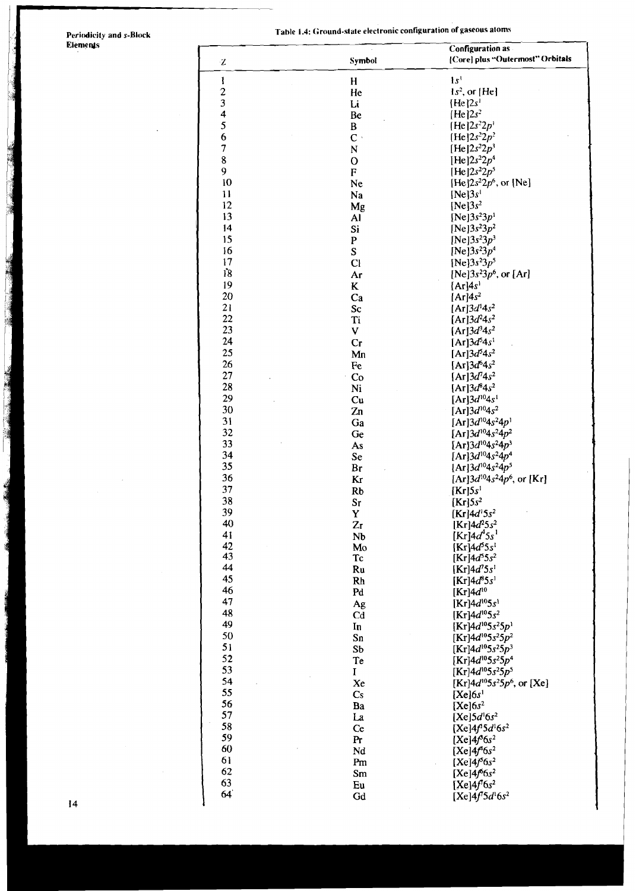Table 1.4: Ground-state electronic configuration of gaseous atoms

| Z | Symbol | Configuration as [Core] plus "Outermost" Orbitals |
|---|---|---|
| 1 | H | $1s^1$ |
| 2 | He | $1s^2$, or [He] |
| 3 | Li | [He]$2s^1$ |
| 4 | Be | [He]$2s^2$ |
| 5 | B | [He]$2s^22p^1$ |
| 6 | C | [He]$2s^22p^2$ |
| 7 | N | [He]$2s^22p^3$ |
| 8 | O | [He]$2s^22p^4$ |
| 9 | F | [He]$2s^22p^5$ |
| 10 | Ne | [He]$2s^22p^6$, or [Ne] |
| 11 | Na | [Ne]$3s^1$ |
| 12 | Mg | [Ne]$3s^2$ |
| 13 | Al | [Ne]$3s^23p^1$ |
| 14 | Si | [Ne]$3s^23p^2$ |
| 15 | P | [Ne]$3s^23p^3$ |
| 16 | S | [Ne]$3s^23p^4$ |
| 17 | Cl | [Ne]$3s^23p^5$ |
| 18 | Ar | [Ne]$3s^23p^6$, or [Ar] |
| 19 | K | [Ar]$4s^1$ |
| 20 | Ca | [Ar]$4s^2$ |
| 21 | Sc | [Ar]$3d^14s^2$ |
| 22 | Ti | [Ar]$3d^24s^2$ |
| 23 | V | [Ar]$3d^34s^2$ |
| 24 | Cr | [Ar]$3d^54s^1$ |
| 25 | Mn | [Ar]$3d^54s^2$ |
| 26 | Fe | [Ar]$3d^64s^2$ |
| 27 | Co | [Ar]$3d^74s^2$ |
| 28 | Ni | [Ar]$3d^84s^2$ |
| 29 | Cu | [Ar]$3d^{10}4s^1$ |
| 30 | Zn | [Ar]$3d^{10}4s^2$ |
| 31 | Ga | [Ar]$3d^{10}4s^24p^1$ |
| 32 | Ge | [Ar]$3d^{10}4s^24p^2$ |
| 33 | As | [Ar]$3d^{10}4s^24p^3$ |
| 34 | Se | [Ar]$3d^{10}4s^24p^4$ |
| 35 | Br | [Ar]$3d^{10}4s^24p^5$ |
| 36 | Kr | [Ar]$3d^{10}4s^24p^6$, or [Kr] |
| 37 | Rb | [Kr]$5s^1$ |
| 38 | Sr | [Kr]$5s^2$ |
| 39 | Y | [Kr]$4d^15s^2$ |
| 40 | Zr | [Kr]$4d^25s^2$ |
| 41 | Nb | [Kr]$4d^45s^1$ |
| 42 | Mo | [Kr]$4d^55s^1$ |
| 43 | Tc | [Kr]$4d^55s^2$ |
| 44 | Ru | [Kr]$4d^75s^1$ |
| 45 | Rh | [Kr]$4d^85s^1$ |
| 46 | Pd | [Kr]$4d^{10}$ |
| 47 | Ag | [Kr]$4d^{10}5s^1$ |
| 48 | Cd | [Kr]$4d^{10}5s^2$ |
| 49 | In | [Kr]$4d^{10}5s^25p^1$ |
| 50 | Sn | [Kr]$4d^{10}5s^25p^2$ |
| 51 | Sb | [Kr]$4d^{10}5s^25p^3$ |
| 52 | Te | [Kr]$4d^{10}5s^25p^4$ |
| 53 | I | [Kr]$4d^{10}5s^25p^5$ |
| 54 | Xe | [Kr]$4d^{10}5s^25p^6$, or [Xe] |
| 55 | Cs | [Xe]$6s^1$ |
| 56 | Ba | [Xe]$6s^2$ |
| 57 | La | [Xe]$5d^16s^2$ |
| 58 | Ce | [Xe]$4f^15d^16s^2$ |
| 59 | Pr | [Xe]$4f^36s^2$ |
| 60 | Nd | [Xe]$4f^46s^2$ |
| 61 | Pm | [Xe]$4f^56s^2$ |
| 62 | Sm | [Xe]$4f^66s^2$ |
| 63 | Eu | [Xe]$4f^76s^2$ |
| 64 | Gd | [Xe]$4f^75d^16s^2$ |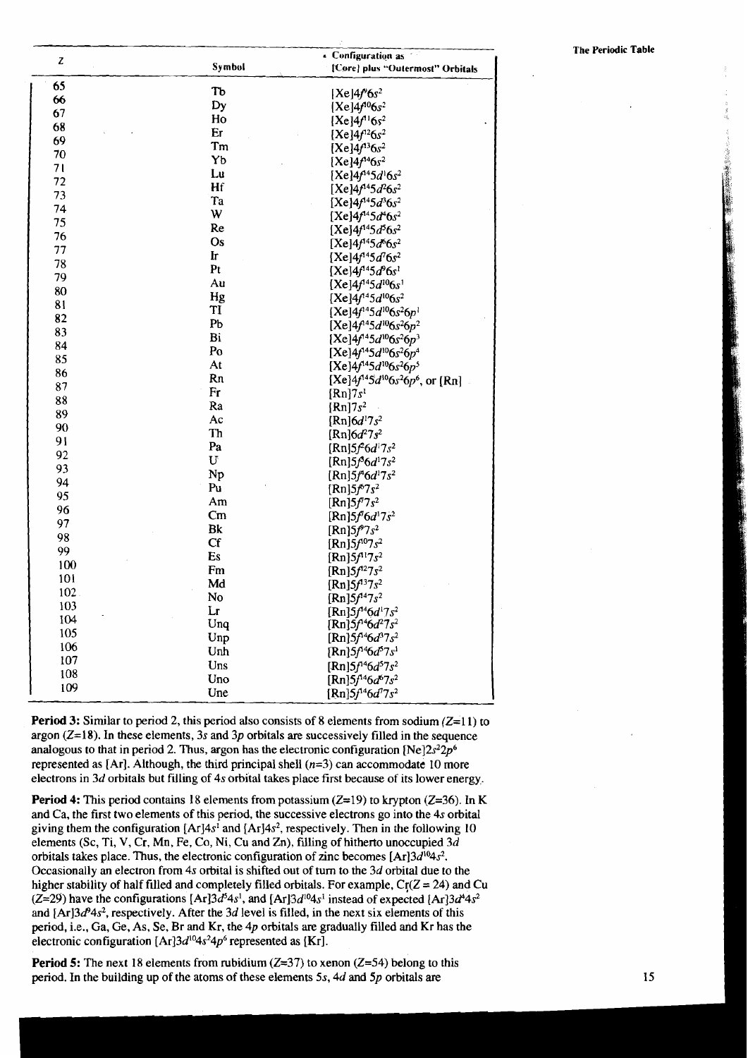| Z | Symbol | Configuration as [Core] plus "Outermost" Orbitals |
|---|---|---|
| 65 | Tb | $[Xe]4f^9 6s^2$ |
| 66 | Dy | $[Xe]4f^{10} 6s^2$ |
| 67 | Ho | $[Xe]4f^{11} 6s^2$ |
| 68 | Er | $[Xe]4f^{12} 6s^2$ |
| 69 | Tm | $[Xe]4f^{13} 6s^2$ |
| 70 | Yb | $[Xe]4f^{14} 6s^2$ |
| 71 | Lu | $[Xe]4f^{14} 5d^1 6s^2$ |
| 72 | Hf | $[Xe]4f^{14} 5d^2 6s^2$ |
| 73 | Ta | $[Xe]4f^{14} 5d^3 6s^2$ |
| 74 | W | $[Xe]4f^{14} 5d^4 6s^2$ |
| 75 | Re | $[Xe]4f^{14} 5d^5 6s^2$ |
| 76 | Os | $[Xe]4f^{14} 5d^6 6s^2$ |
| 77 | Ir | $[Xe]4f^{14} 5d^7 6s^2$ |
| 78 | Pt | $[Xe]4f^{14} 5d^9 6s^1$ |
| 79 | Au | $[Xe]4f^{14} 5d^{10} 6s^1$ |
| 80 | Hg | $[Xe]4f^{14} 5d^{10} 6s^2$ |
| 81 | Tl | $[Xe]4f^{14} 5d^{10} 6s^2 6p^1$ |
| 82 | Pb | $[Xe]4f^{14} 5d^{10} 6s^2 6p^2$ |
| 83 | Bi | $[Xe]4f^{14} 5d^{10} 6s^2 6p^3$ |
| 84 | Po | $[Xe]4f^{14} 5d^{10} 6s^2 6p^4$ |
| 85 | At | $[Xe]4f^{14} 5d^{10} 6s^2 6p^5$ |
| 86 | Rn | $[Xe]4f^{14} 5d^{10} 6s^2 6p^6$, or [Rn] |
| 87 | Fr | $[Rn]7s^1$ |
| 88 | Ra | $[Rn]7s^2$ |
| 89 | Ac | $[Rn]6d^1 7s^2$ |
| 90 | Th | $[Rn]6d^2 7s^2$ |
| 91 | Pa | $[Rn]5f^2 6d^1 7s^2$ |
| 92 | U | $[Rn]5f^3 6d^1 7s^2$ |
| 93 | Np | $[Rn]5f^4 6d^1 7s^2$ |
| 94 | Pu | $[Rn]5f^6 7s^2$ |
| 95 | Am | $[Rn]5f^7 7s^2$ |
| 96 | Cm | $[Rn]5f^7 6d^1 7s^2$ |
| 97 | Bk | $[Rn]5f^9 7s^2$ |
| 98 | Cf | $[Rn]5f^{10} 7s^2$ |
| 99 | Es | $[Rn]5f^{11} 7s^2$ |
| 100 | Fm | $[Rn]5f^{12} 7s^2$ |
| 101 | Md | $[Rn]5f^{13} 7s^2$ |
| 102 | No | $[Rn]5f^{14} 7s^2$ |
| 103 | Lr | $[Rn]5f^{14} 6d^1 7s^2$ |
| 104 | Unq | $[Rn]5f^{14} 6d^2 7s^2$ |
| 105 | Unp | $[Rn]5f^{14} 6d^3 7s^2$ |
| 106 | Unh | $[Rn]5f^{14} 6d^5 7s^1$ |
| 107 | Uns | $[Rn]5f^{14} 6d^5 7s^2$ |
| 108 | Uno | $[Rn]5f^{14} 6d^6 7s^2$ |
| 109 | Une | $[Rn]5f^{14} 6d^7 7s^2$ |

**Period 3:** Similar to period 2, this period also consists of 8 elements from sodium ($Z=11$) to argon ($Z=18$). In these elements, $3s$ and $3p$ orbitals are successively filled in the sequence analogous to that in period 2. Thus, argon has the electronic configuration $[Ne]2s^2 2p^6$ represented as [Ar]. Although, the third principal shell ($n=3$) can accommodate 10 more electrons in $3d$ orbitals but filling of $4s$ orbital takes place first because of its lower energy.

**Period 4:** This period contains 18 elements from potassium ($Z=19$) to krypton ($Z=36$). In K and Ca, the first two elements of this period, the successive electrons go into the $4s$ orbital giving them the configuration $[Ar]4s^1$ and $[Ar]4s^2$, respectively. Then in the following 10 elements (Sc, Ti, V, Cr, Mn, Fe, Co, Ni, Cu and Zn), filling of hitherto unoccupied $3d$ orbitals takes place. Thus, the electronic configuration of zinc becomes $[Ar]3d^{10}4s^2$. Occasionally an electron from $4s$ orbital is shifted out of turn to the $3d$ orbital due to the higher stability of half filled and completely filled orbitals. For example, Cr($Z = 24$) and Cu ($Z=29$) have the configurations $[Ar]3d^5 4s^1$, and $[Ar]3d^{10}4s^1$ instead of expected $[Ar]3d^4 4s^2$ and $[Ar]3d^9 4s^2$, respectively. After the $3d$ level is filled, in the next six elements of this period, i.e., Ga, Ge, As, Se, Br and Kr, the $4p$ orbitals are gradually filled and Kr has the electronic configuration $[Ar]3d^{10}4s^2 4p^6$ represented as [Kr].

**Period 5:** The next 18 elements from rubidium ($Z=37$) to xenon ($Z=54$) belong to this period. In the building up of the atoms of these elements $5s$, $4d$ and $5p$ orbitals are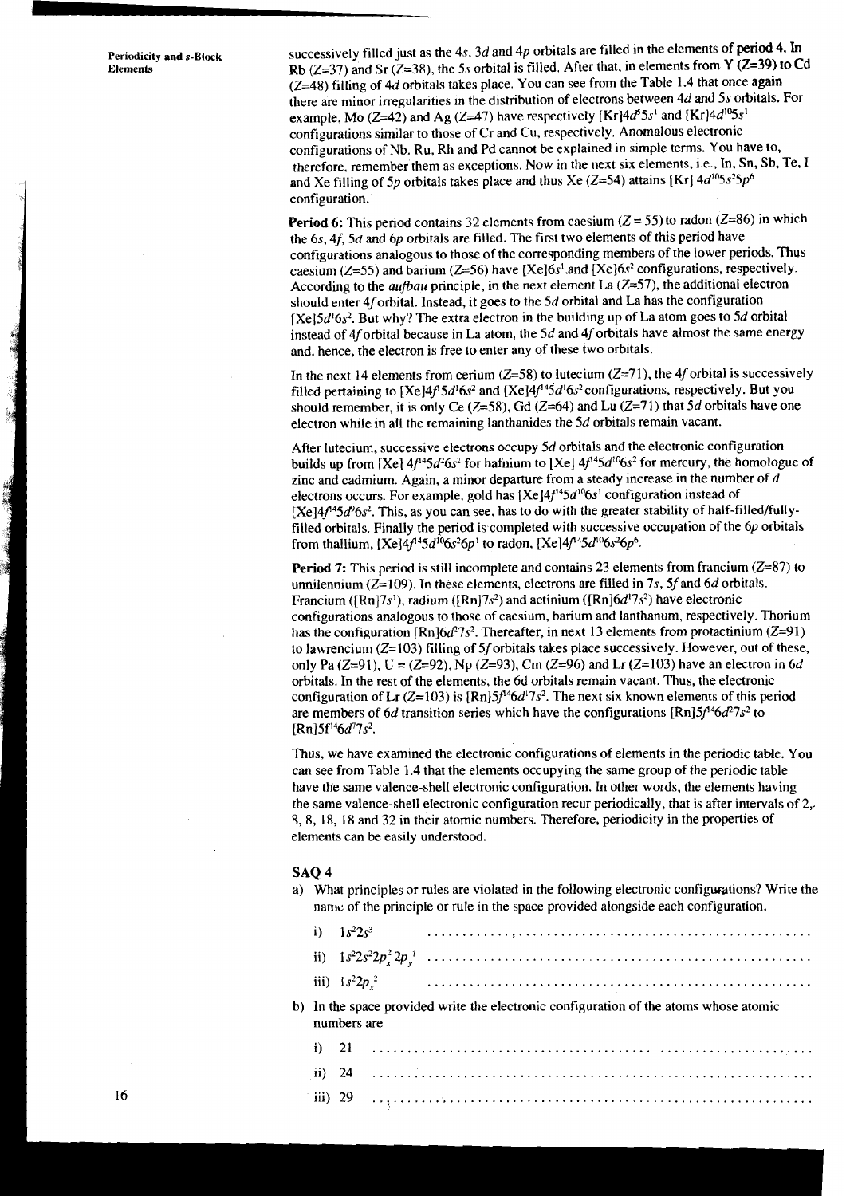successively filled just as the 4s, 3d and 4p orbitals are filled in the elements of **period 4.** In Rb (Z=37) and Sr (Z=38), the 5s orbital is filled. After that, in elements from Y (Z=39) to Cd (Z=48) filling of 4d orbitals takes place. You can see from the Table 1.4 that once **again** there are minor irregularities in the distribution of electrons between 4d and 5s orbitals. For example, Mo (Z=42) and Ag (Z=47) have respectively [Kr]$4d^5 5s^1$ and [Kr]$4d^{10}5s^1$ configurations similar to those of Cr and Cu, respectively. Anomalous electronic configurations of Nb, Ru, Rh and Pd cannot be explained in simple terms. You have to, therefore, remember them as exceptions. Now in the next six elements, i.e., In, Sn, Sb, Te, I and Xe filling of 5p orbitals takes place and thus Xe (Z=54) attains [Kr] $4d^{10}5s^2 5p^6$ configuration.

**Period 6:** This period contains 32 elements from caesium (Z = 55) to radon (Z=86) in which the 6s, 4f, 5d and 6p orbitals are filled. The first two elements of this period have configurations analogous to those of the corresponding members of the lower periods. Thus caesium (Z=55) and barium (Z=56) have [Xe]$6s^1$ and [Xe]$6s^2$ configurations, respectively. According to the *aufbau* principle, in the next element La (Z=57), the additional electron should enter 4f orbital. Instead, it goes to the 5d orbital and La has the configuration [Xe]$5d^1 6s^2$. But why? The extra electron in the building up of La atom goes to 5d orbital instead of 4f orbital because in La atom, the 5d and 4f orbitals have almost the same energy and, hence, the electron is free to enter any of these two orbitals.

In the next 14 elements from cerium (Z=58) to lutecium (Z=71), the 4f orbital is successively filled pertaining to [Xe]$4f^1 5d^1 6s^2$ and [Xe]$4f^{14}5d^1 6s^2$ configurations, respectively. But you should remember, it is only Ce (Z=58), Gd (Z=64) and Lu (Z=71) that 5d orbitals have one electron while in all the remaining lanthanides the 5d orbitals remain vacant.

After lutecium, successive electrons occupy 5d orbitals and the electronic configuration builds up from [Xe] $4f^{14}5d^2 6s^2$ for hafnium to [Xe] $4f^{14}5d^{10}6s^2$ for mercury, the homologue of zinc and cadmium. Again, a minor departure from a steady increase in the number of d electrons occurs. For example, gold has [Xe]$4f^{14}5d^{10}6s^1$ configuration instead of [Xe]$4f^{14}5d^9 6s^2$. This, as you can see, has to do with the greater stability of half-filled/fully-filled orbitals. Finally the period is completed with successive occupation of the 6p orbitals from thallium, [Xe]$4f^{14}5d^{10}6s^2 6p^1$ to radon, [Xe]$4f^{14}5d^{10}6s^2 6p^6$.

**Period 7:** This period is still incomplete and contains 23 elements from francium (Z=87) to unnilennium (Z=109). In these elements, electrons are filled in 7s, 5f and 6d orbitals. Francium ([Rn]$7s^1$), radium ([Rn]$7s^2$) and actinium ([Rn]$6d^1 7s^2$) have electronic configurations analogous to those of caesium, barium and lanthanum, respectively. Thorium has the configuration [Rn]$6d^2 7s^2$. Thereafter, in next 13 elements from protactinium (Z=91) to lawrencium (Z=103) filling of 5f orbitals takes place successively. However, out of these, only Pa (Z=91), U = (Z=92), Np (Z=93), Cm (Z=96) and Lr (Z=103) have an electron in 6d orbitals. In the rest of the elements, the 6d orbitals remain vacant. Thus, the electronic configuration of Lr (Z=103) is [Rn]$5f^{14}6d^1 7s^2$. The next six known elements of this period are members of 6d transition series which have the configurations [Rn]$5f^{14}6d^2 7s^2$ to [Rn]$5f^{14}6d^7 7s^2$.

Thus, we have examined the electronic configurations of elements in the periodic table. You can see from Table 1.4 that the elements occupying the same group of the periodic table have the same valence-shell electronic configuration. In other words, the elements having the same valence-shell electronic configuration recur periodically, that is after intervals of 2, 8, 8, 18, 18 and 32 in their atomic numbers. Therefore, periodicity in the properties of elements can be easily understood.

## SAQ 4

a) What principles or rules are violated in the following electronic configurations? Write the name of the principle or rule in the space provided alongside each configuration.

   i) $1s^2 2s^3$ ..........................................................

   ii) $1s^2 2s^2 2p_x^2 2p_y^1$ ..........................................................

   iii) $1s^2 2p_x^2$ ..........................................................

b) In the space provided write the electronic configuration of the atoms whose atomic numbers are

   i) 21 ..........................................................

   ii) 24 ..........................................................

   iii) 29 ..........................................................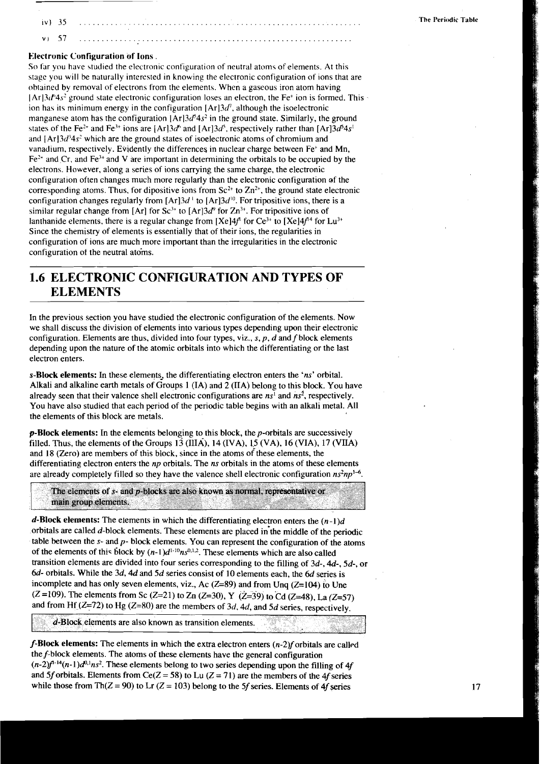iv) 35 ..............................................................

v) 57 ..............................................................

**Electronic Configuration of Ions**

So far you have studied the electronic configuration of neutral atoms of elements. At this stage you will be naturally interested in knowing the electronic configuration of ions that are obtained by removal of electrons from the elements. When a gaseous iron atom having $[Ar]3d^64s^2$ ground state electronic configuration loses an electron, the $Fe^+$ ion is formed. This ion has its minimum energy in the configuration $[Ar]3d^7$, although the isoelectronic manganese atom has the configuration $[Ar]3d^54s^2$ in the ground state. Similarly, the ground states of the $Fe^{2+}$ and $Fe^{3+}$ ions are $[Ar]3d^6$ and $[Ar]3d^5$, respectively rather than $[Ar]3d^54s^1$ and $[Ar]3d^34s^2$ which are the ground states of isoelectronic atoms of chromium and vanadium, respectively. Evidently the differences in nuclear charge between $Fe^+$ and Mn, $Fe^{2+}$ and Cr, and $Fe^{3+}$ and V are important in determining the orbitals to be occupied by the electrons. However, along a series of ions carrying the same charge, the electronic configuration often changes much more regularly than the electronic configuration of the corresponding atoms. Thus, for dipositive ions from $Sc^{2+}$ to $Zn^{2+}$, the ground state electronic configuration changes regularly from $[Ar]3d^1$ to $[Ar]3d^{10}$. For tripositive ions, there is a similar regular change from [Ar] for $Sc^{3+}$ to $[Ar]3d^9$ for $Zn^{3+}$. For tripositive ions of lanthanide elements, there is a regular change from $[Xe]4f^1$ for $Ce^{3+}$ to $[Xe]4f^{14}$ for $Lu^{3+}$ Since the chemistry of elements is essentially that of their ions, the regularities in configuration of ions are much more important than the irregularities in the electronic configuration of the neutral atoms.

## 1.6 ELECTRONIC CONFIGURATION AND TYPES OF ELEMENTS

In the previous section you have studied the electronic configuration of the elements. Now we shall discuss the division of elements into various types depending upon their electronic configuration. Elements are thus, divided into four types, viz., *s*, *p*, *d* and *f* block elements depending upon the nature of the atomic orbitals into which the differentiating or the last electron enters.

***s*-Block elements:** In these elements, the differentiating electron enters the '*ns*' orbital. Alkali and alkaline earth metals of Groups 1 (IA) and 2 (IIA) belong to this block. You have already seen that their valence shell electronic configurations are $ns^1$ and $ns^2$, respectively. You have also studied that each period of the periodic table begins with an alkali metal. All the elements of this block are metals.

***p*-Block elements:** In the elements belonging to this block, the *p*-orbitals are successively filled. Thus, the elements of the Groups 13 (IIIA), 14 (IVA), 15 (VA), 16 (VIA), 17 (VIIA) and 18 (Zero) are members of this block, since in the atoms of these elements, the differentiating electron enters the *np* orbitals. The *ns* orbitals in the atoms of these elements are already completely filled so they have the valence shell electronic configuration $ns^2np^{1-6}$.

> The elements of *s*- and *p*-blocks are also known as normal, representative or main group elements.

***d*-Block elements:** The elements in which the differentiating electron enters the $(n-1)d$ orbitals are called *d*-block elements. These elements are placed in the middle of the periodic table between the *s*- and *p*- block elements. You can represent the configuration of the atoms of the elements of this block by $(n-1)d^{1-10}ns^{0,1,2}$. These elements which are also called transition elements are divided into four series corresponding to the filling of 3*d*-, 4*d*-, 5*d*-, or 6*d*- orbitals. While the 3*d*, 4*d* and 5*d* series consist of 10 elements each, the 6*d* series is incomplete and has only seven elements, viz., Ac (Z=89) and from Unq (Z=104) to Une (Z=109). The elements from Sc (Z=21) to Zn (Z=30), Y (Z=39) to Cd (Z=48), La (Z=57) and from Hf (Z=72) to Hg (Z=80) are the members of 3*d*, 4*d*, and 5*d* series, respectively.

> *d*-Block elements are also known as transition elements.

***f*-Block elements:** The elements in which the extra electron enters $(n-2)f$ orbitals are called the *f*-block elements. The atoms of these elements have the general configuration $(n-2)f^{1-14}(n-1)d^{0,1}ns^2$. These elements belong to two series depending upon the filling of 4*f* and 5*f* orbitals. Elements from Ce(Z = 58) to Lu (Z = 71) are the members of the 4*f* series while those from Th(Z = 90) to Lr (Z = 103) belong to the 5*f* series. Elements of 4*f* series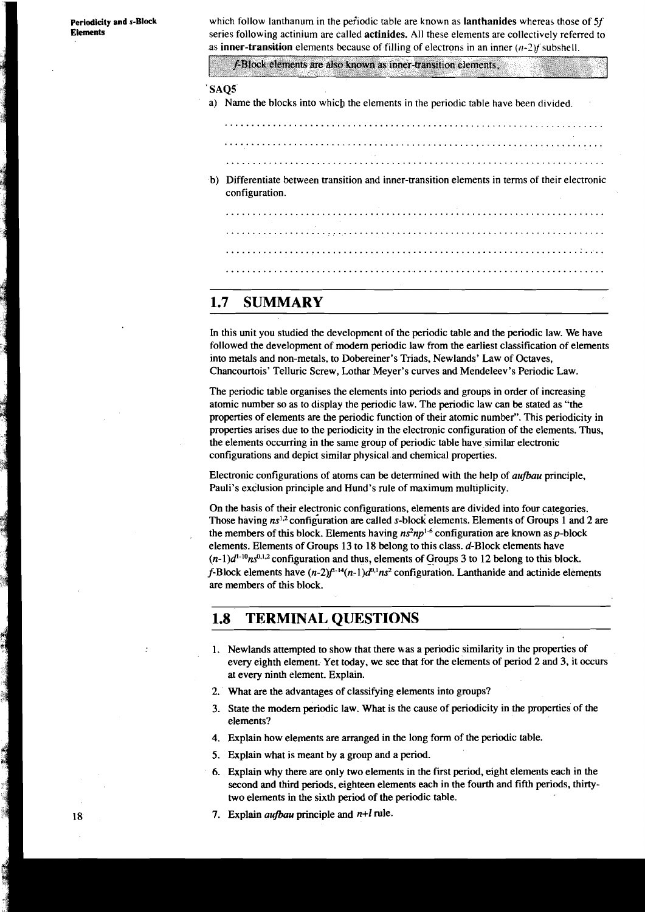which follow lanthanum in the periodic table are known as **lanthanides** whereas those of $5f$ series following actinium are called **actinides.** All these elements are collectively referred to as **inner-transition** elements because of filling of electrons in an inner $(n-2)f$ subshell.

$f$-Block elements are also known as inner-transition elements.

**SAQ5**

a) Name the blocks into which the elements in the periodic table have been divided.

.......................................................................

.......................................................................

.......................................................................

b) Differentiate between transition and inner-transition elements in terms of their electronic configuration.

.......................................................................

.......................................................................

.......................................................................

.......................................................................

## 1.7 SUMMARY

In this unit you studied the development of the periodic table and the periodic law. We have followed the development of modern periodic law from the earliest classification of elements into metals and non-metals, to Dobereiner's Triads, Newlands' Law of Octaves, Chancourtois' Telluric Screw, Lothar Meyer's curves and Mendeleev's Periodic Law.

The periodic table organises the elements into periods and groups in order of increasing atomic number so as to display the periodic law. The periodic law can be stated as "the properties of elements are the periodic function of their atomic number". This periodicity in properties arises due to the periodicity in the electronic configuration of the elements. Thus, the elements occurring in the same group of periodic table have similar electronic configurations and depict similar physical and chemical properties.

Electronic configurations of atoms can be determined with the help of *aufbau* principle, Pauli's exclusion principle and Hund's rule of maximum multiplicity.

On the basis of their electronic configurations, elements are divided into four categories. Those having $ns^{1,2}$ configuration are called $s$-block elements. Elements of Groups 1 and 2 are the members of this block. Elements having $ns^2np^{1-6}$ configuration are known as $p$-block elements. Elements of Groups 13 to 18 belong to this class. $d$-Block elements have $(n-1)d^{1-10}ns^{0,1,2}$ configuration and thus, elements of Groups 3 to 12 belong to this block. $f$-Block elements have $(n-2)f^{1-14}(n-1)d^{0,1}ns^2$ configuration. Lanthanide and actinide elements are members of this block.

## 1.8 TERMINAL QUESTIONS

1. Newlands attempted to show that there was a periodic similarity in the properties of every eighth element. Yet today, we see that for the elements of period 2 and 3, it occurs at every ninth element. Explain.
2. What are the advantages of classifying elements into groups?
3. State the modern periodic law. What is the cause of periodicity in the properties of the elements?
4. Explain how elements are arranged in the long form of the periodic table.
5. Explain what is meant by a group and a period.
6. Explain why there are only two elements in the first period, eight elements each in the second and third periods, eighteen elements each in the fourth and fifth periods, thirty-two elements in the sixth period of the periodic table.
7. Explain *aufbau* principle and $n+l$ rule.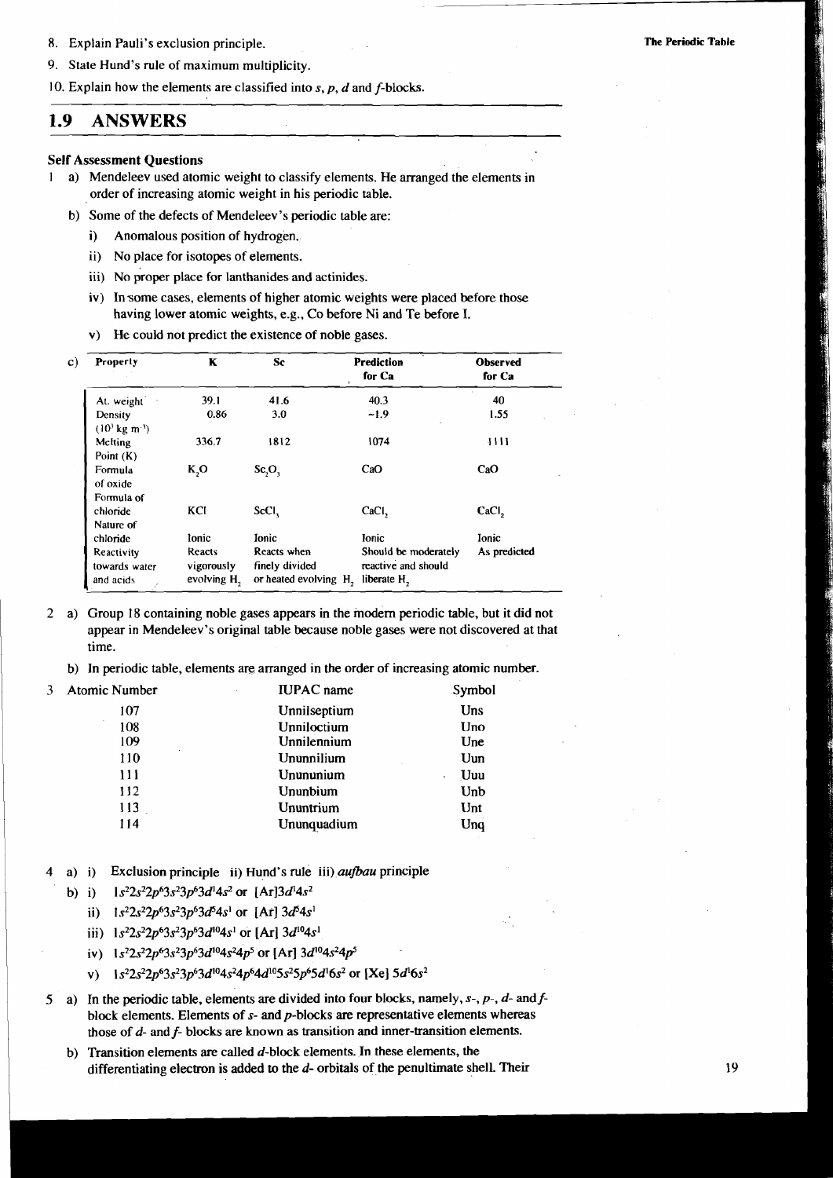8. Explain Pauli's exclusion principle.
9. State Hund's rule of maximum multiplicity.
10. Explain how the elements are classified into *s*, *p*, *d* and *f*-blocks.

## 1.9 ANSWERS

### Self Assessment Questions

1 a) Mendeleev used atomic weight to classify elements. He arranged the elements in order of increasing atomic weight in his periodic table.

b) Some of the defects of Mendeleev's periodic table are:

   i) Anomalous position of hydrogen.
   
   ii) No place for isotopes of elements.
   
   iii) No proper place for lanthanides and actinides.
   
   iv) In some cases, elements of higher atomic weights were placed before those having lower atomic weights, e.g., Co before Ni and Te before I.
   
   v) He could not predict the existence of noble gases.

c)

| Property | K | Sc | Prediction for Ca | Observed for Ca |
|---|---|---|---|---|
| At. weight | 39.1 | 41.6 | 40.3 | 40 |
| Density ($10^3$ kg $m^{-3}$) | 0.86 | 3.0 | ~1.9 | 1.55 |
| Melting Point (K) | 336.7 | 1812 | 1074 | 1111 |
| Formula of oxide | $K_2O$ | $Sc_2O_3$ | CaO | CaO |
| Formula of chloride | KCl | $ScCl_3$ | $CaCl_2$ | $CaCl_2$ |
| Nature of chloride | Ionic | Ionic | Ionic | Ionic |
| Reactivity towards water and acids | Reacts vigorously evolving $H_2$ | Reacts when finely divided or heated evolving $H_2$ | Should be moderately reactive and should liberate $H_2$ | As predicted |

2 a) Group 18 containing noble gases appears in the modern periodic table, but it did not appear in Mendeleev's original table because noble gases were not discovered at that time.

b) In periodic table, elements are arranged in the order of increasing atomic number.

3

| Atomic Number | IUPAC name | Symbol |
|---|---|---|
| 107 | Unnilseptium | Uns |
| 108 | Unniloctium | Uno |
| 109 | Unnilennium | Une |
| 110 | Ununnilium | Uun |
| 111 | Unununium | Uuu |
| 112 | Ununbium | Unb |
| 113 | Ununtrium | Unt |
| 114 | Ununquadium | Unq |

4 a) i) Exclusion principle ii) Hund's rule iii) *aufbau* principle

b) i) $1s^2 2s^2 2p^6 3s^2 3p^6 3d^1 4s^2$ or [Ar]$3d^1 4s^2$

   ii) $1s^2 2s^2 2p^6 3s^2 3p^6 3d^5 4s^1$ or [Ar] $3d^5 4s^1$
   
   iii) $1s^2 2s^2 2p^6 3s^2 3p^6 3d^{10} 4s^1$ or [Ar] $3d^{10} 4s^1$
   
   iv) $1s^2 2s^2 2p^6 3s^2 3p^6 3d^{10} 4s^2 4p^5$ or [Ar] $3d^{10} 4s^2 4p^5$
   
   v) $1s^2 2s^2 2p^6 3s^2 3p^6 3d^{10} 4s^2 4p^6 4d^{10} 5s^2 5p^6 5d^1 6s^2$ or [Xe] $5d^1 6s^2$

5 a) In the periodic table, elements are divided into four blocks, namely, *s*-, *p*-, *d*- and *f*-block elements. Elements of *s*- and *p*-blocks are representative elements whereas those of *d*- and *f*- blocks are known as transition and inner-transition elements.

b) Transition elements are called *d*-block elements. In these elements, the differentiating electron is added to the *d*- orbitals of the penultimate shell. Their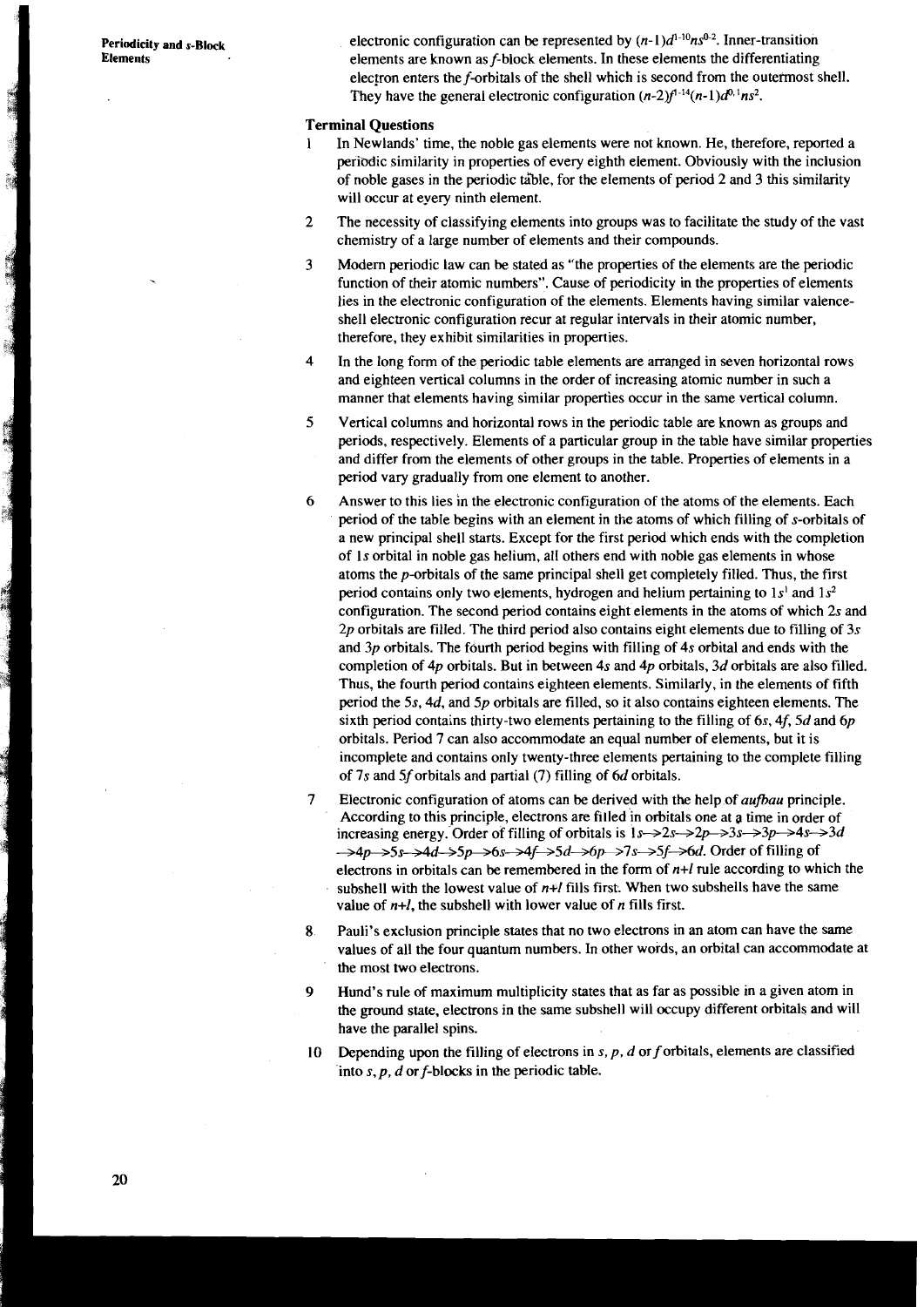electronic configuration can be represented by $(n-1)d^{1-10}ns^{0-2}$. Inner-transition elements are known as *f*-block elements. In these elements the differentiating electron enters the *f*-orbitals of the shell which is second from the outermost shell. They have the general electronic configuration $(n-2)f^{1-14}(n-1)d^{0,1}ns^2$.

### Terminal Questions

1. In Newlands' time, the noble gas elements were not known. He, therefore, reported a periodic similarity in properties of every eighth element. Obviously with the inclusion of noble gases in the periodic table, for the elements of period 2 and 3 this similarity will occur at every ninth element.

2. The necessity of classifying elements into groups was to facilitate the study of the vast chemistry of a large number of elements and their compounds.

3. Modern periodic law can be stated as "the properties of the elements are the periodic function of their atomic numbers". Cause of periodicity in the properties of elements lies in the electronic configuration of the elements. Elements having similar valence-shell electronic configuration recur at regular intervals in their atomic number, therefore, they exhibit similarities in properties.

4. In the long form of the periodic table elements are arranged in seven horizontal rows and eighteen vertical columns in the order of increasing atomic number in such a manner that elements having similar properties occur in the same vertical column.

5. Vertical columns and horizontal rows in the periodic table are known as groups and periods, respectively. Elements of a particular group in the table have similar properties and differ from the elements of other groups in the table. Properties of elements in a period vary gradually from one element to another.

6. Answer to this lies in the electronic configuration of the atoms of the elements. Each period of the table begins with an element in the atoms of which filling of *s*-orbitals of a new principal shell starts. Except for the first period which ends with the completion of 1*s* orbital in noble gas helium, all others end with noble gas elements in whose atoms the *p*-orbitals of the same principal shell get completely filled. Thus, the first period contains only two elements, hydrogen and helium pertaining to $1s^1$ and $1s^2$ configuration. The second period contains eight elements in the atoms of which 2*s* and 2*p* orbitals are filled. The third period also contains eight elements due to filling of 3*s* and 3*p* orbitals. The fourth period begins with filling of 4*s* orbital and ends with the completion of 4*p* orbitals. But in between 4*s* and 4*p* orbitals, 3*d* orbitals are also filled. Thus, the fourth period contains eighteen elements. Similarly, in the elements of fifth period the 5*s*, 4*d*, and 5*p* orbitals are filled, so it also contains eighteen elements. The sixth period contains thirty-two elements pertaining to the filling of 6*s*, 4*f*, 5*d* and 6*p* orbitals. Period 7 can also accommodate an equal number of elements, but it is incomplete and contains only twenty-three elements pertaining to the complete filling of 7*s* and 5*f* orbitals and partial (7) filling of 6*d* orbitals.

7. Electronic configuration of atoms can be derived with the help of *aufbau* principle. According to this principle, electrons are filled in orbitals one at a time in order of increasing energy. Order of filling of orbitals is $1s \rightarrow 2s \rightarrow 2p \rightarrow 3s \rightarrow 3p \rightarrow 4s \rightarrow 3d \rightarrow 4p \rightarrow 5s \rightarrow 4d \rightarrow 5p \rightarrow 6s \rightarrow 4f \rightarrow 5d \rightarrow 6p \rightarrow 7s \rightarrow 5f \rightarrow 6d$. Order of filling of electrons in orbitals can be remembered in the form of $n+l$ rule according to which the subshell with the lowest value of $n+l$ fills first. When two subshells have the same value of $n+l$, the subshell with lower value of $n$ fills first.

8. Pauli's exclusion principle states that no two electrons in an atom can have the same values of all the four quantum numbers. In other words, an orbital can accommodate at the most two electrons.

9. Hund's rule of maximum multiplicity states that as far as possible in a given atom in the ground state, electrons in the same subshell will occupy different orbitals and will have the parallel spins.

10. Depending upon the filling of electrons in *s*, *p*, *d* or *f* orbitals, elements are classified into *s*, *p*, *d* or *f*-blocks in the periodic table.